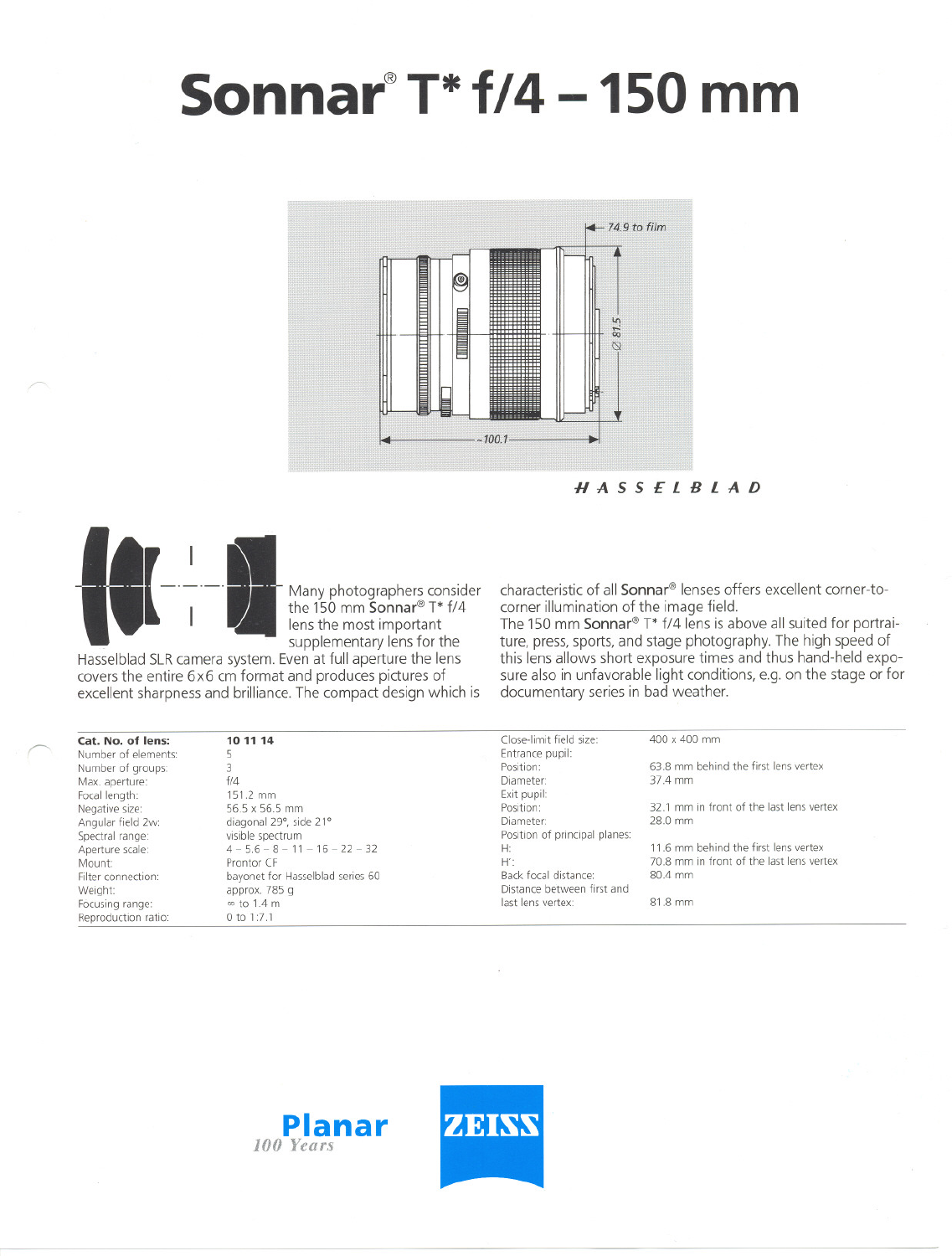# Sonnar® T* f/4 – 150 mm

*HASSELBLAD*

Many photographers consider the 150 mm Sonnar® T* f/4 lens the most important supplementary lens for the Hasselblad SLR camera system. Even at full aperture the lens covers the entire 6x6 cm format and produces pictures of excellent sharpness and brilliance. The compact design which is characteristic of all Sonnar® lenses offers excellent corner-to-corner illumination of the image field.

The 150 mm Sonnar® T* f/4 lens is above all suited for portraiture, press, sports, and stage photography. The high speed of this lens allows short exposure times and thus hand-held exposure also in unfavorable light conditions, e.g. on the stage or for documentary series in bad weather.

| | |
|---|---|
| **Cat. No. of lens:** | **10 11 14** |
| Number of elements: | 5 |
| Number of groups: | 3 |
| Max. aperture: | f/4 |
| Focal length: | 151.2 mm |
| Negative size: | 56.5 x 56.5 mm |
| Angular field 2w: | diagonal 29°, side 21° |
| Spectral range: | visible spectrum |
| Aperture scale: | 4 – 5.6 – 8 – 11 – 16 – 22 – 32 |
| Mount: | Prontor CF |
| Filter connection: | bayonet for Hasselblad series 60 |
| Weight: | approx. 785 g |
| Focusing range: | ∞ to 1.4 m |
| Reproduction ratio: | 0 to 1:7.1 |

| | |
|---|---|
| Close-limit field size: | 400 x 400 mm |
| Entrance pupil: | |
| Position: | 63.8 mm behind the first lens vertex |
| Diameter: | 37.4 mm |
| Exit pupil: | |
| Position: | 32.1 mm in front of the last lens vertex |
| Diameter: | 28.0 mm |
| Position of principal planes: | |
| H: | 11.6 mm behind the first lens vertex |
| H': | 70.8 mm in front of the last lens vertex |
| Back focal distance: | 80.4 mm |
| Distance between first and last lens vertex: | 81.8 mm |

Planar
100 Years

ZEISS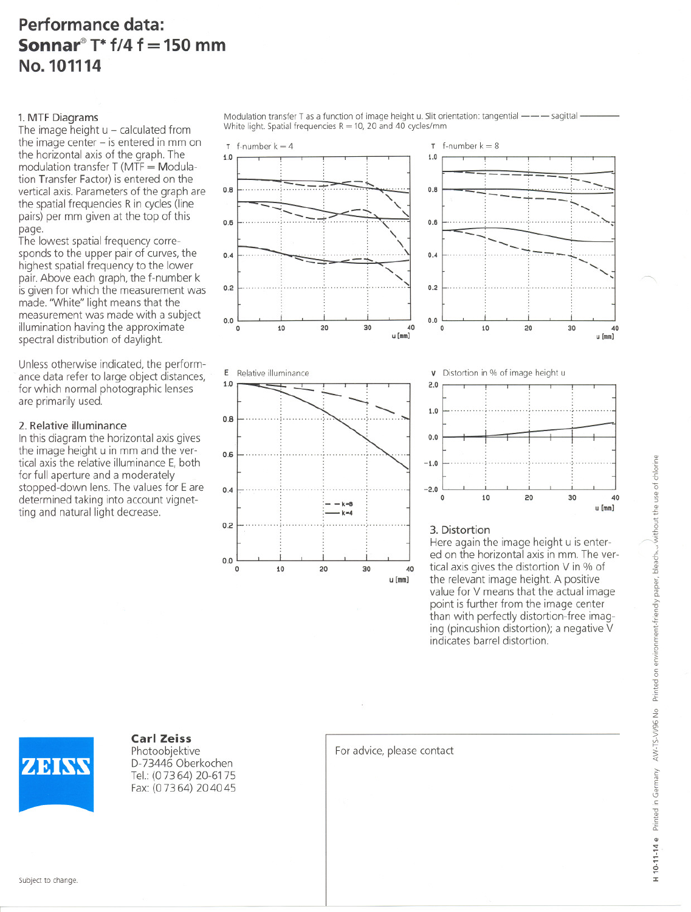# Performance data:
# Sonnar® T* f/4 f = 150 mm
# No. 101114

## 1. MTF Diagrams

The image height u – calculated from the image center – is entered in mm on the horizontal axis of the graph. The modulation transfer T (MTF = Modulation Transfer Factor) is entered on the vertical axis. Parameters of the graph are the spatial frequencies R in cycles (line pairs) per mm given at the top of this page.

The lowest spatial frequency corresponds to the upper pair of curves, the highest spatial frequency to the lower pair. Above each graph, the f-number k is given for which the measurement was made. "White" light means that the measurement was made with a subject illumination having the approximate spectral distribution of daylight.

Unless otherwise indicated, the performance data refer to large object distances, for which normal photographic lenses are primarily used.

## 2. Relative illuminance

In this diagram the horizontal axis gives the image height u in mm and the vertical axis the relative illuminance E, both for full aperture and a moderately stopped-down lens. The values for E are determined taking into account vignetting and natural light decrease.

Modulation transfer T as a function of image height u. Slit orientation: tangential – – – sagittal ———
White light. Spatial frequencies R = 10, 20 and 40 cycles/mm

T f-number k = 4
1.0
0.8
0.6
0.4
0.2
0.0
0 10 20 30 40
u [mm]

T f-number k = 8
1.0
0.8
0.6
0.4
0.2
0.0
0 10 20 30 40
u [mm]

E Relative illuminance
1.0
0.8
0.6
0.4
0.2
0.0
0 10 20 30 40
u [mm]
– – k=8
—— k=4

V Distortion in % of image height u
2.0
1.0
0.0
-1.0
-2.0
0 10 20 30 40
u [mm]

## 3. Distortion

Here again the image height u is entered on the horizontal axis in mm. The vertical axis gives the distortion V in % of the relevant image height. A positive value for V means that the actual image point is further from the image center than with perfectly distortion-free imaging (pincushion distortion); a negative V indicates barrel distortion.

ZEISS

**Carl Zeiss**
Photoobjektive
D-73446 Oberkochen
Tel.: (0 73 64) 20-61 75
Fax: (0 73 64) 20 40 45

For advice, please contact

Subject to change.

H 10-11-14 e Printed in Germany AW-TS-V/96 No Printed on environment-friendly paper, bleached without the use of chlorine